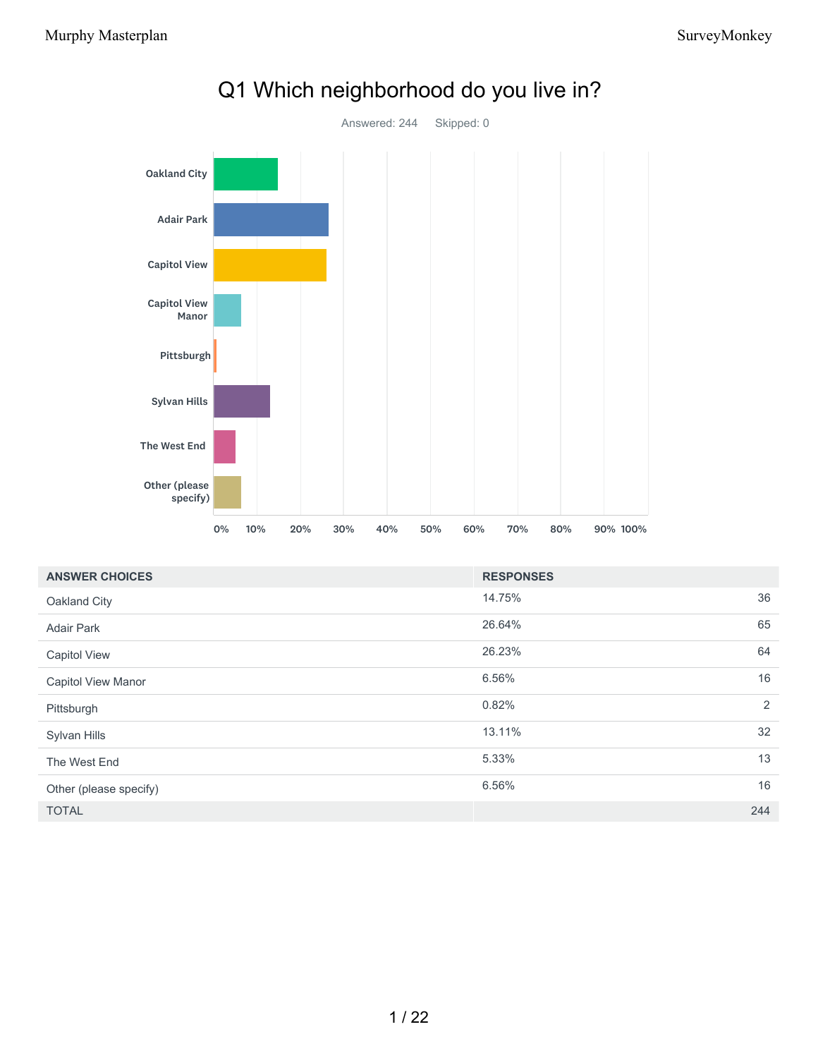# Q1 Which neighborhood do you live in?

Answered: 244 Skipped: 0

| ANSWER CHOICES | RESPONSES | |
|---|---|---|
| Oakland City | 14.75% | 36 |
| Adair Park | 26.64% | 65 |
| Capitol View | 26.23% | 64 |
| Capitol View Manor | 6.56% | 16 |
| Pittsburgh | 0.82% | 2 |
| Sylvan Hills | 13.11% | 32 |
| The West End | 5.33% | 13 |
| Other (please specify) | 6.56% | 16 |
| TOTAL | | 244 |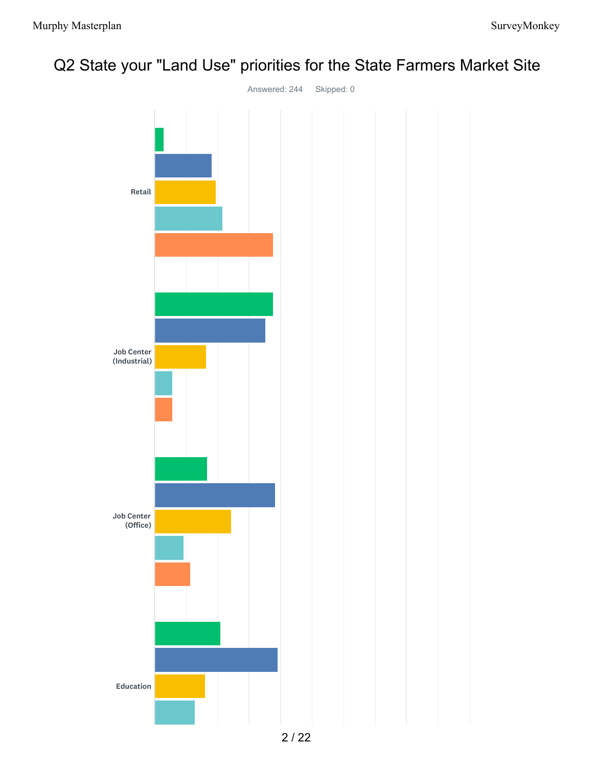# Q2 State your "Land Use" priorities for the State Farmers Market Site

Answered: 244 Skipped: 0

Retail

Job Center (Industrial)

Job Center (Office)

Education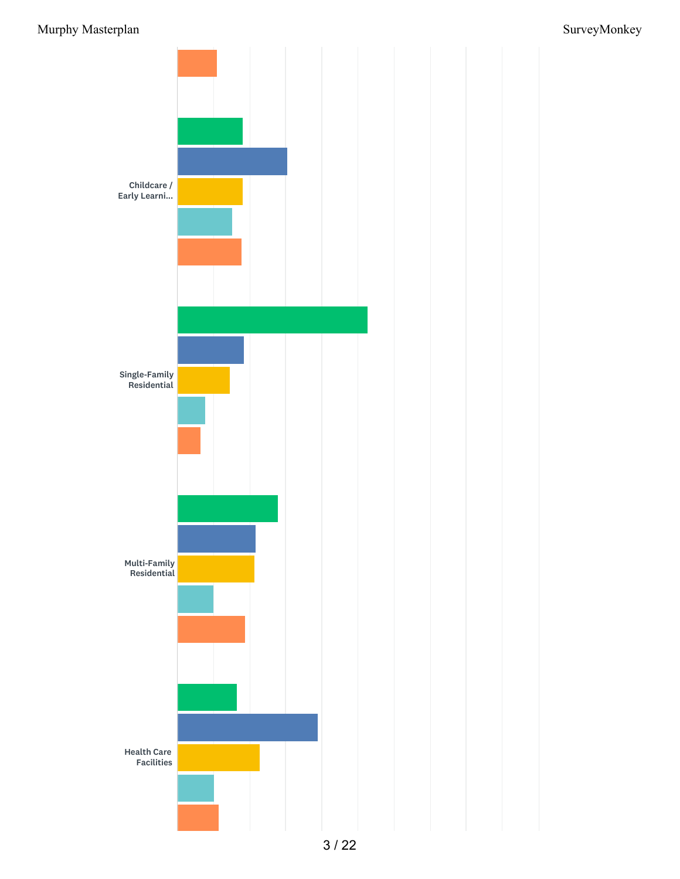Childcare / Early Learni...

Single-Family Residential

Multi-Family Residential

Health Care Facilities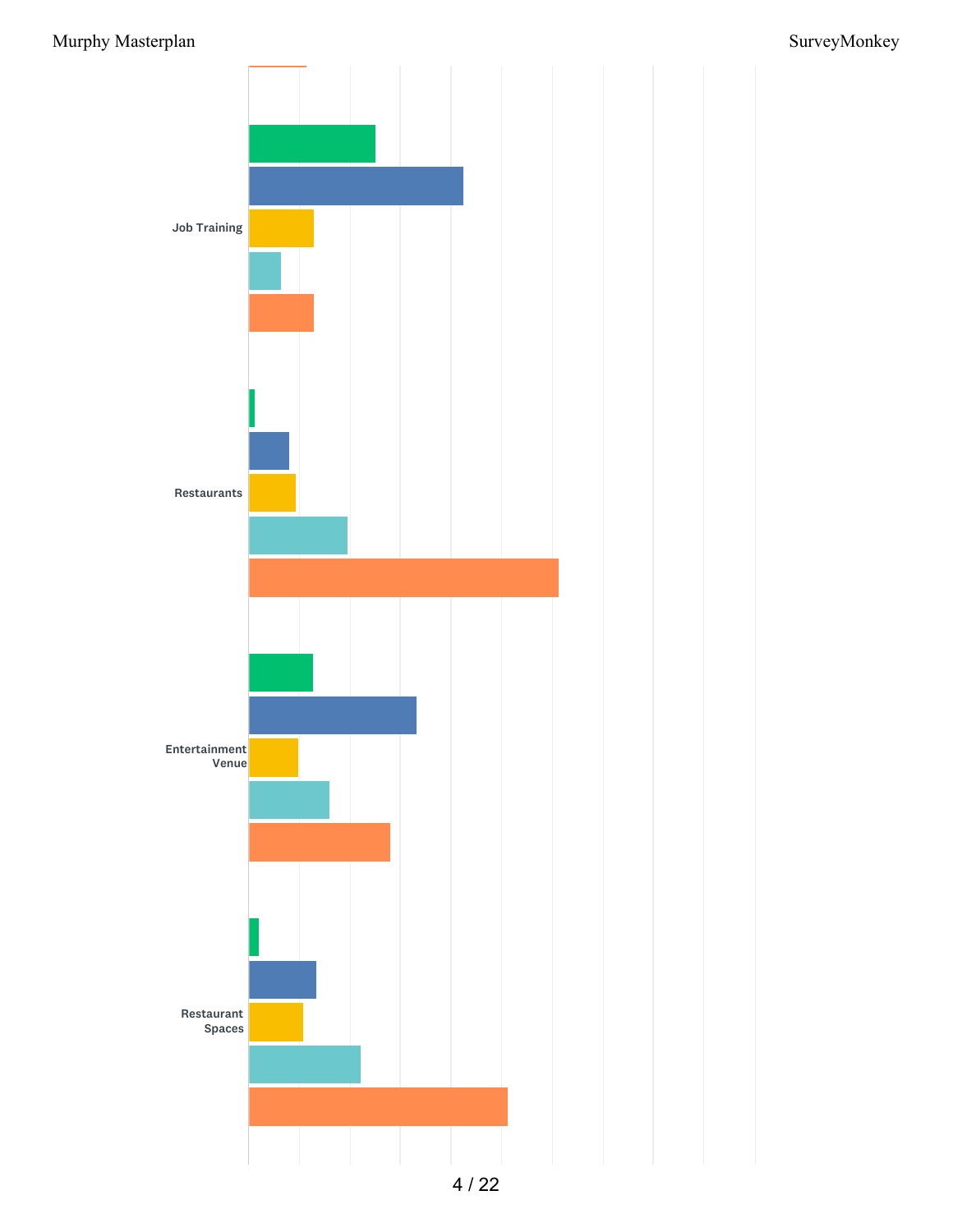Job Training

Restaurants

Entertainment Venue

Restaurant Spaces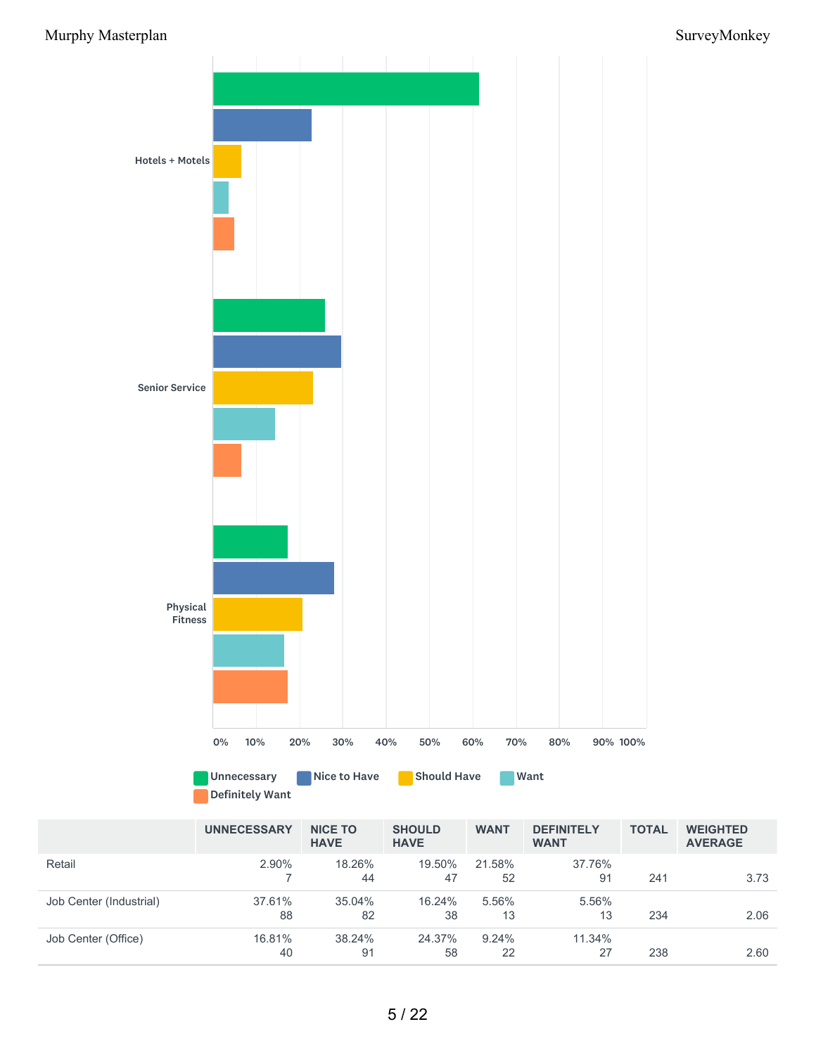| | UNNECESSARY | NICE TO HAVE | SHOULD HAVE | WANT | DEFINITELY WANT | TOTAL | WEIGHTED AVERAGE |
|---|---|---|---|---|---|---|---|
| Retail | 2.90%<br>7 | 18.26%<br>44 | 19.50%<br>47 | 21.58%<br>52 | 37.76%<br>91 | 241 | 3.73 |
| Job Center (Industrial) | 37.61%<br>88 | 35.04%<br>82 | 16.24%<br>38 | 5.56%<br>13 | 5.56%<br>13 | 234 | 2.06 |
| Job Center (Office) | 16.81%<br>40 | 38.24%<br>91 | 24.37%<br>58 | 9.24%<br>22 | 11.34%<br>27 | 238 | 2.60 |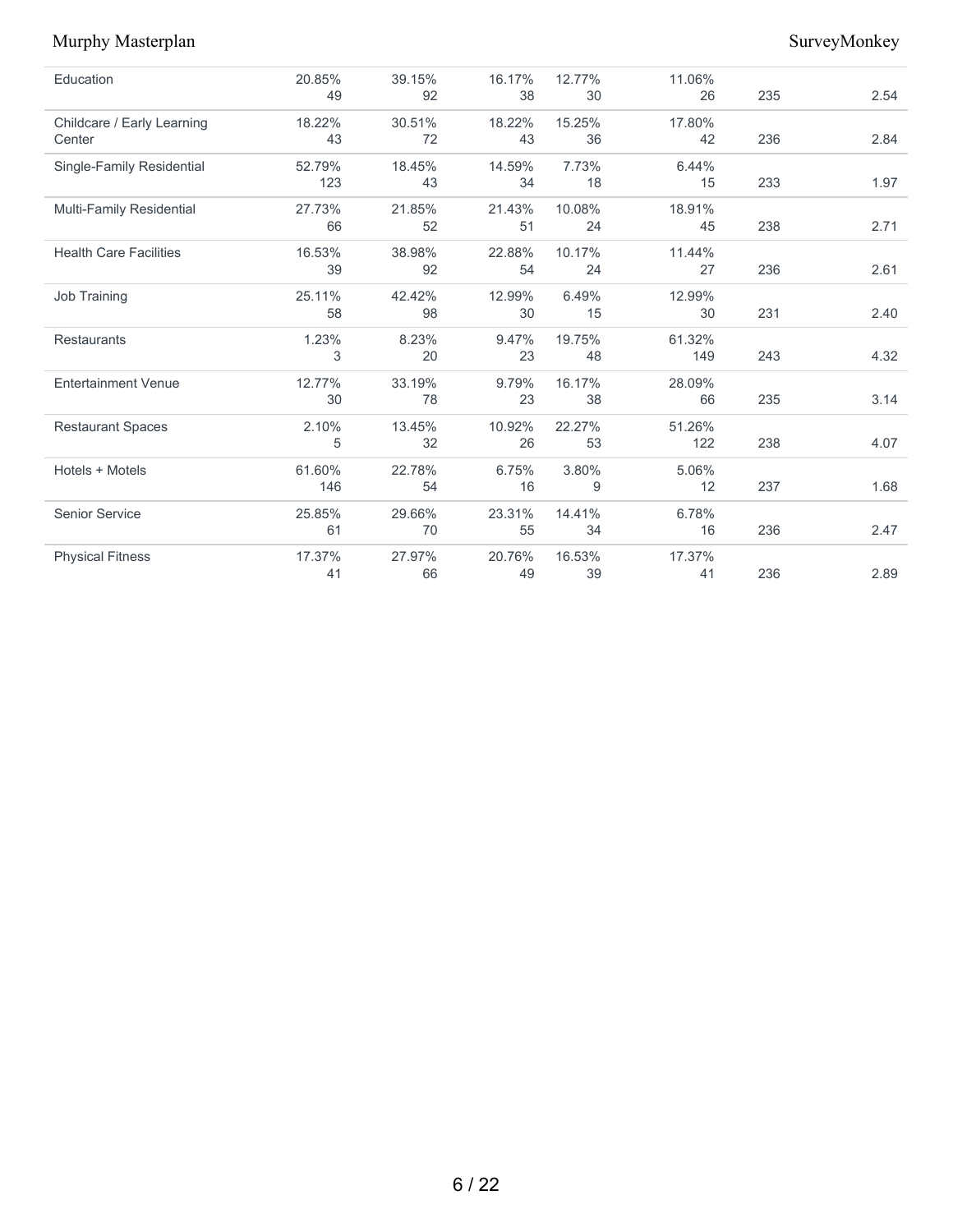| | | | | | | | |
|---|---|---|---|---|---|---|---|
| Education | 20.85%<br>49 | 39.15%<br>92 | 16.17%<br>38 | 12.77%<br>30 | 11.06%<br>26 | 235 | 2.54 |
| Childcare / Early Learning Center | 18.22%<br>43 | 30.51%<br>72 | 18.22%<br>43 | 15.25%<br>36 | 17.80%<br>42 | 236 | 2.84 |
| Single-Family Residential | 52.79%<br>123 | 18.45%<br>43 | 14.59%<br>34 | 7.73%<br>18 | 6.44%<br>15 | 233 | 1.97 |
| Multi-Family Residential | 27.73%<br>66 | 21.85%<br>52 | 21.43%<br>51 | 10.08%<br>24 | 18.91%<br>45 | 238 | 2.71 |
| Health Care Facilities | 16.53%<br>39 | 38.98%<br>92 | 22.88%<br>54 | 10.17%<br>24 | 11.44%<br>27 | 236 | 2.61 |
| Job Training | 25.11%<br>58 | 42.42%<br>98 | 12.99%<br>30 | 6.49%<br>15 | 12.99%<br>30 | 231 | 2.40 |
| Restaurants | 1.23%<br>3 | 8.23%<br>20 | 9.47%<br>23 | 19.75%<br>48 | 61.32%<br>149 | 243 | 4.32 |
| Entertainment Venue | 12.77%<br>30 | 33.19%<br>78 | 9.79%<br>23 | 16.17%<br>38 | 28.09%<br>66 | 235 | 3.14 |
| Restaurant Spaces | 2.10%<br>5 | 13.45%<br>32 | 10.92%<br>26 | 22.27%<br>53 | 51.26%<br>122 | 238 | 4.07 |
| Hotels + Motels | 61.60%<br>146 | 22.78%<br>54 | 6.75%<br>16 | 3.80%<br>9 | 5.06%<br>12 | 237 | 1.68 |
| Senior Service | 25.85%<br>61 | 29.66%<br>70 | 23.31%<br>55 | 14.41%<br>34 | 6.78%<br>16 | 236 | 2.47 |
| Physical Fitness | 17.37%<br>41 | 27.97%<br>66 | 20.76%<br>49 | 16.53%<br>39 | 17.37%<br>41 | 236 | 2.89 |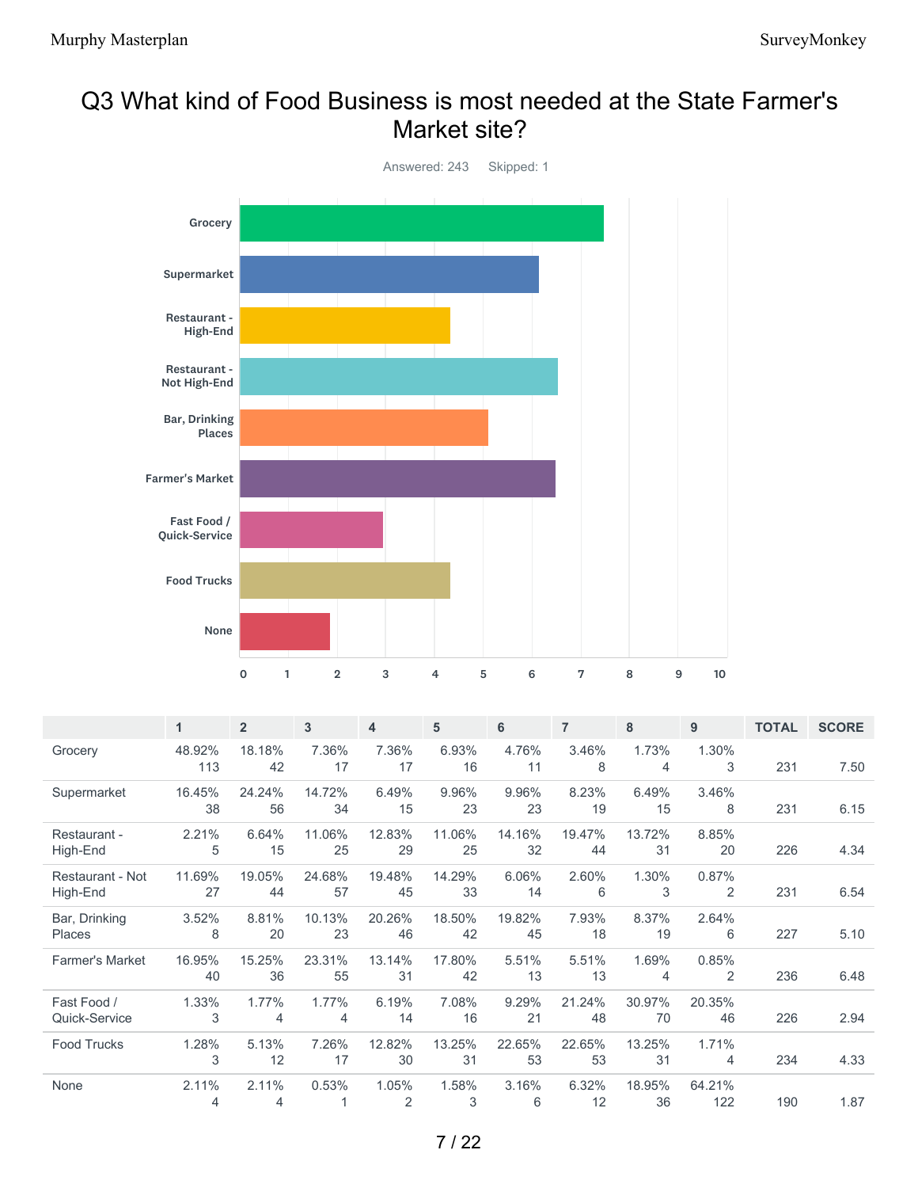# Q3 What kind of Food Business is most needed at the State Farmer's Market site?

Answered: 243 Skipped: 1

| | 1 | 2 | 3 | 4 | 5 | 6 | 7 | 8 | 9 | TOTAL | SCORE |
|---|---|---|---|---|---|---|---|---|---|---|---|
| Grocery | 48.92% 113 | 18.18% 42 | 7.36% 17 | 7.36% 17 | 6.93% 16 | 4.76% 11 | 3.46% 8 | 1.73% 4 | 1.30% 3 | 231 | 7.50 |
| Supermarket | 16.45% 38 | 24.24% 56 | 14.72% 34 | 6.49% 15 | 9.96% 23 | 9.96% 23 | 8.23% 19 | 6.49% 15 | 3.46% 8 | 231 | 6.15 |
| Restaurant - High-End | 2.21% 5 | 6.64% 15 | 11.06% 25 | 12.83% 29 | 11.06% 25 | 14.16% 32 | 19.47% 44 | 13.72% 31 | 8.85% 20 | 226 | 4.34 |
| Restaurant - Not High-End | 11.69% 27 | 19.05% 44 | 24.68% 57 | 19.48% 45 | 14.29% 33 | 6.06% 14 | 2.60% 6 | 1.30% 3 | 0.87% 2 | 231 | 6.54 |
| Bar, Drinking Places | 3.52% 8 | 8.81% 20 | 10.13% 23 | 20.26% 46 | 18.50% 42 | 19.82% 45 | 7.93% 18 | 8.37% 19 | 2.64% 6 | 227 | 5.10 |
| Farmer's Market | 16.95% 40 | 15.25% 36 | 23.31% 55 | 13.14% 31 | 17.80% 42 | 5.51% 13 | 5.51% 13 | 1.69% 4 | 0.85% 2 | 236 | 6.48 |
| Fast Food / Quick-Service | 1.33% 3 | 1.77% 4 | 1.77% 4 | 6.19% 14 | 7.08% 16 | 9.29% 21 | 21.24% 48 | 30.97% 70 | 20.35% 46 | 226 | 2.94 |
| Food Trucks | 1.28% 3 | 5.13% 12 | 7.26% 17 | 12.82% 30 | 13.25% 31 | 22.65% 53 | 22.65% 53 | 13.25% 31 | 1.71% 4 | 234 | 4.33 |
| None | 2.11% 4 | 2.11% 4 | 0.53% 1 | 1.05% 2 | 1.58% 3 | 3.16% 6 | 6.32% 12 | 18.95% 36 | 64.21% 122 | 190 | 1.87 |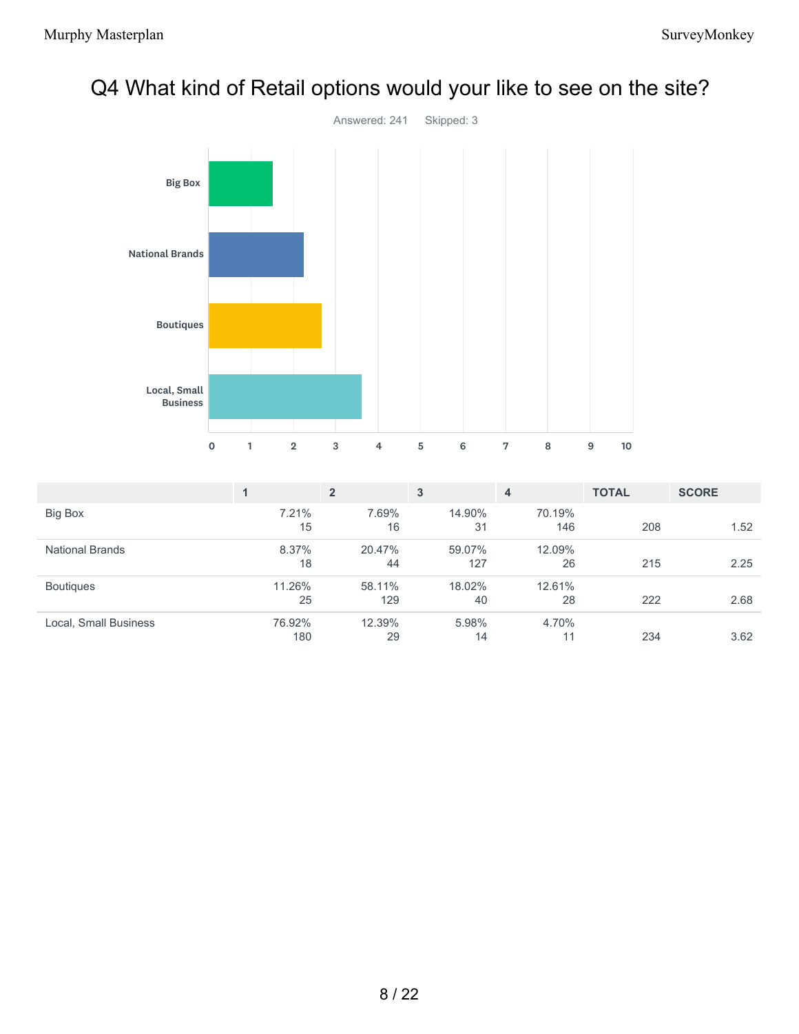# Q4 What kind of Retail options would your like to see on the site?

Answered: 241 Skipped: 3

| | 1 | 2 | 3 | 4 | TOTAL | SCORE |
|---|---|---|---|---|---|---|
| Big Box | 7.21% 15 | 7.69% 16 | 14.90% 31 | 70.19% 146 | 208 | 1.52 |
| National Brands | 8.37% 18 | 20.47% 44 | 59.07% 127 | 12.09% 26 | 215 | 2.25 |
| Boutiques | 11.26% 25 | 58.11% 129 | 18.02% 40 | 12.61% 28 | 222 | 2.68 |
| Local, Small Business | 76.92% 180 | 12.39% 29 | 5.98% 14 | 4.70% 11 | 234 | 3.62 |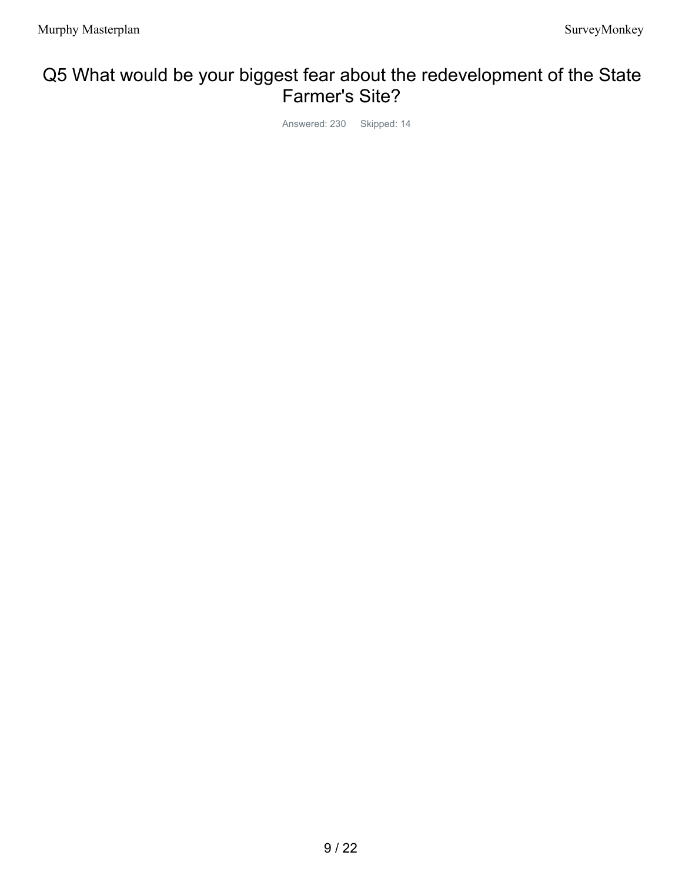# Q5 What would be your biggest fear about the redevelopment of the State Farmer's Site?

Answered: 230 Skipped: 14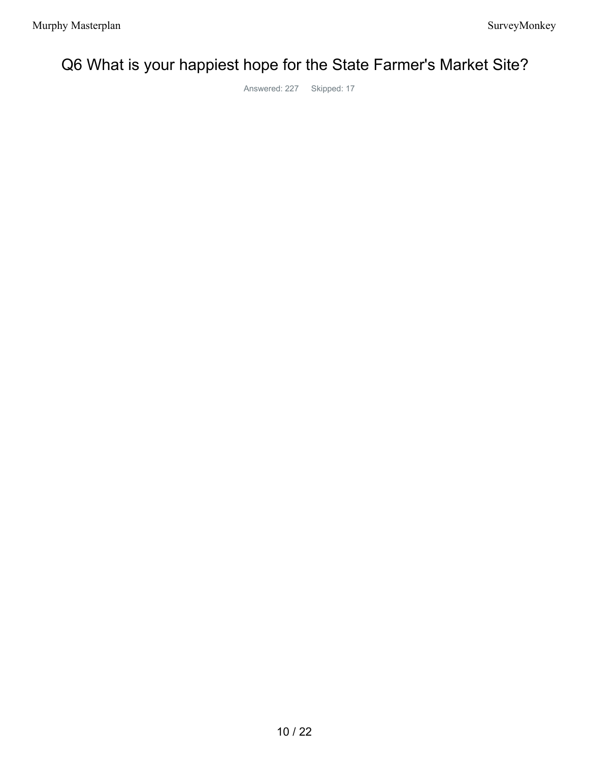# Q6 What is your happiest hope for the State Farmer's Market Site?

Answered: 227 Skipped: 17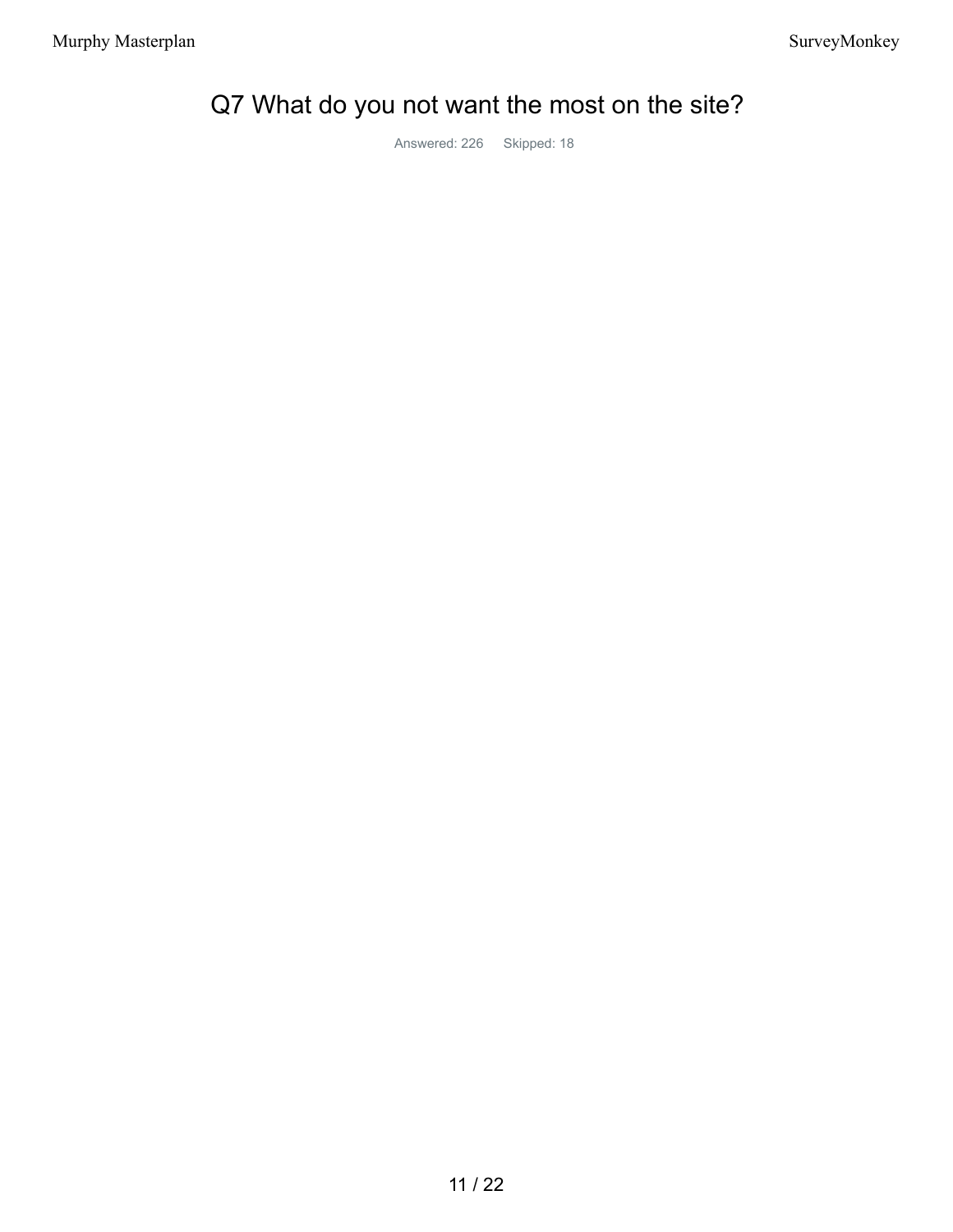# Q7 What do you not want the most on the site?

Answered: 226    Skipped: 18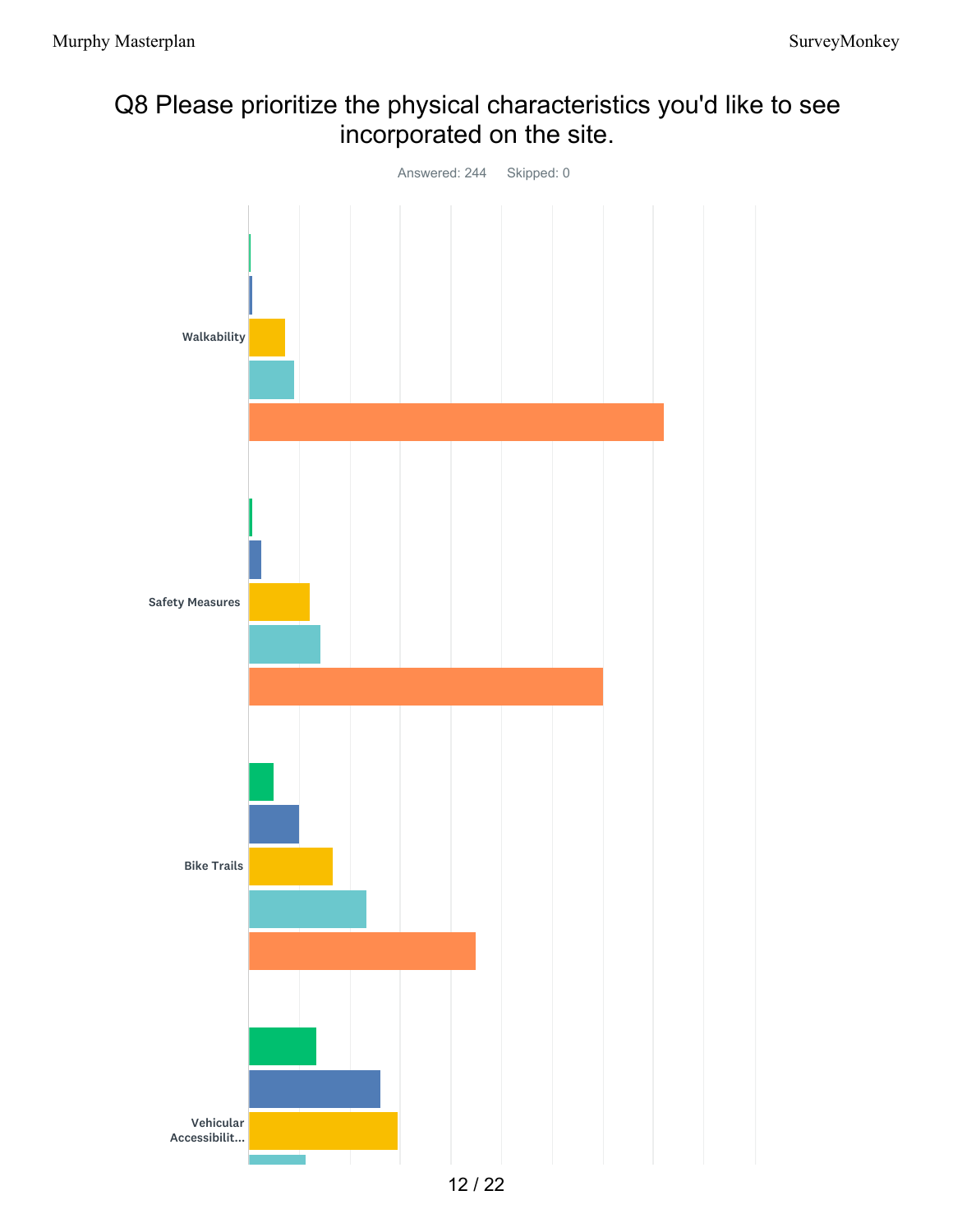# Q8 Please prioritize the physical characteristics you'd like to see incorporated on the site.

Answered: 244 Skipped: 0

Walkability

Safety Measures

Bike Trails

Vehicular Accessibilit...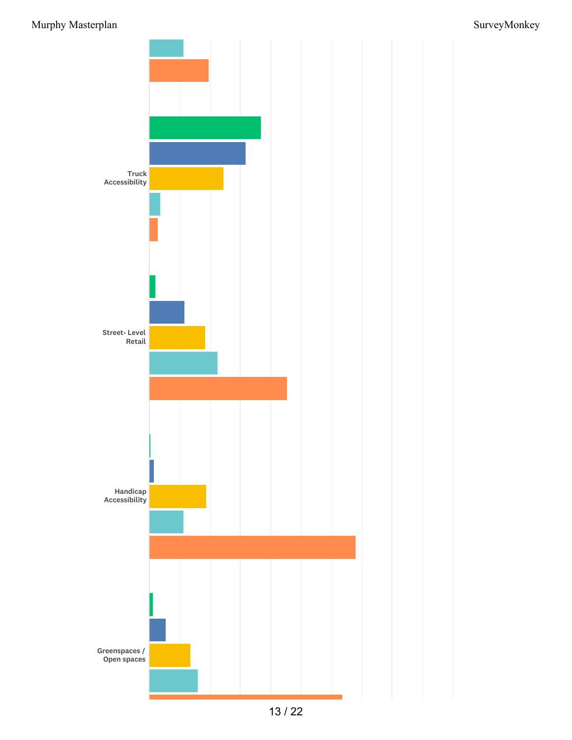Truck Accessibility

Street- Level Retail

Handicap Accessibility

Greenspaces / Open spaces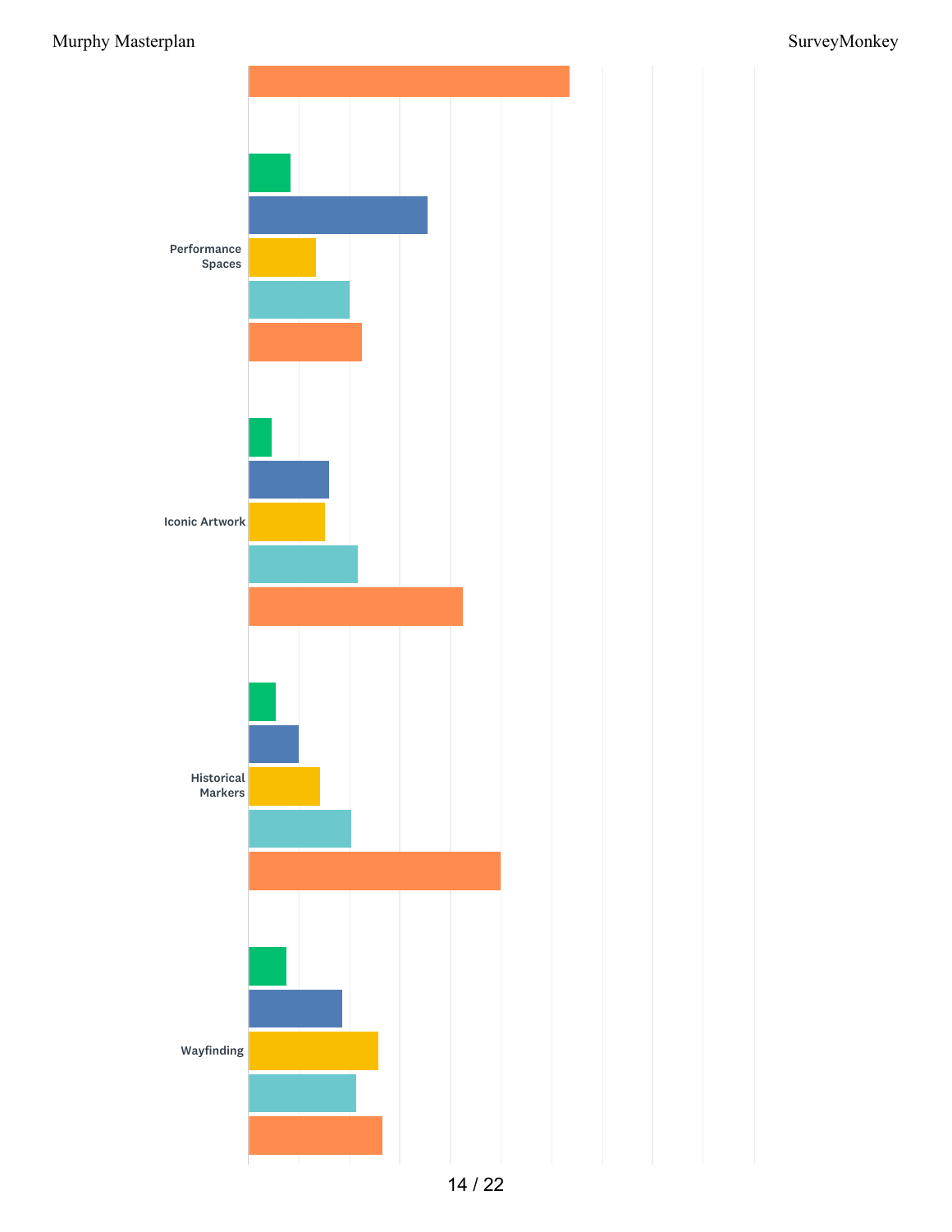Performance Spaces

Iconic Artwork

Historical Markers

Wayfinding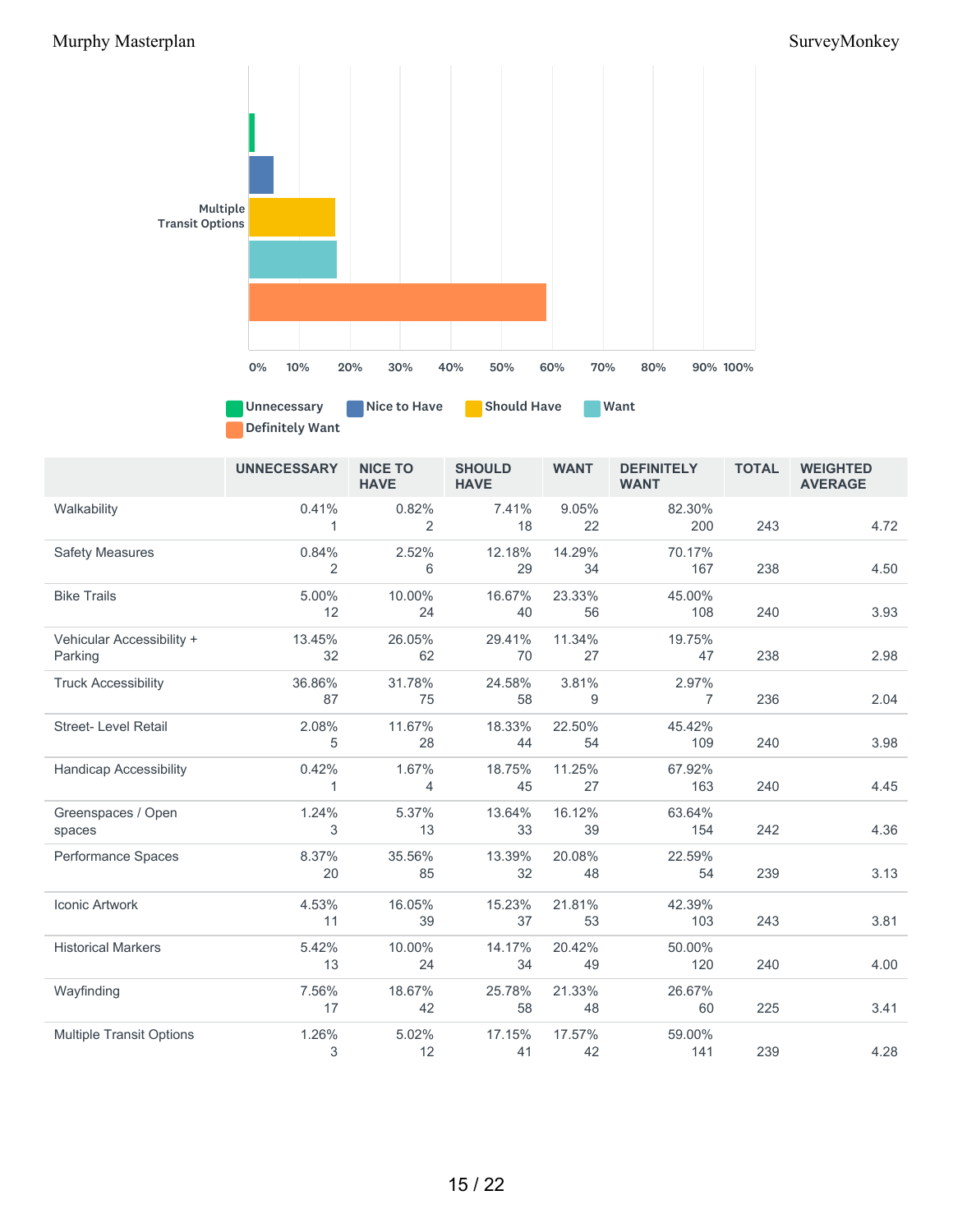Multiple Transit Options

| | UNNECESSARY | NICE TO HAVE | SHOULD HAVE | WANT | DEFINITELY WANT | TOTAL | WEIGHTED AVERAGE |
|---|---|---|---|---|---|---|---|
| Walkability | 0.41%<br>1 | 0.82%<br>2 | 7.41%<br>18 | 9.05%<br>22 | 82.30%<br>200 | 243 | 4.72 |
| Safety Measures | 0.84%<br>2 | 2.52%<br>6 | 12.18%<br>29 | 14.29%<br>34 | 70.17%<br>167 | 238 | 4.50 |
| Bike Trails | 5.00%<br>12 | 10.00%<br>24 | 16.67%<br>40 | 23.33%<br>56 | 45.00%<br>108 | 240 | 3.93 |
| Vehicular Accessibility + Parking | 13.45%<br>32 | 26.05%<br>62 | 29.41%<br>70 | 11.34%<br>27 | 19.75%<br>47 | 238 | 2.98 |
| Truck Accessibility | 36.86%<br>87 | 31.78%<br>75 | 24.58%<br>58 | 3.81%<br>9 | 2.97%<br>7 | 236 | 2.04 |
| Street- Level Retail | 2.08%<br>5 | 11.67%<br>28 | 18.33%<br>44 | 22.50%<br>54 | 45.42%<br>109 | 240 | 3.98 |
| Handicap Accessibility | 0.42%<br>1 | 1.67%<br>4 | 18.75%<br>45 | 11.25%<br>27 | 67.92%<br>163 | 240 | 4.45 |
| Greenspaces / Open spaces | 1.24%<br>3 | 5.37%<br>13 | 13.64%<br>33 | 16.12%<br>39 | 63.64%<br>154 | 242 | 4.36 |
| Performance Spaces | 8.37%<br>20 | 35.56%<br>85 | 13.39%<br>32 | 20.08%<br>48 | 22.59%<br>54 | 239 | 3.13 |
| Iconic Artwork | 4.53%<br>11 | 16.05%<br>39 | 15.23%<br>37 | 21.81%<br>53 | 42.39%<br>103 | 243 | 3.81 |
| Historical Markers | 5.42%<br>13 | 10.00%<br>24 | 14.17%<br>34 | 20.42%<br>49 | 50.00%<br>120 | 240 | 4.00 |
| Wayfinding | 7.56%<br>17 | 18.67%<br>42 | 25.78%<br>58 | 21.33%<br>48 | 26.67%<br>60 | 225 | 3.41 |
| Multiple Transit Options | 1.26%<br>3 | 5.02%<br>12 | 17.15%<br>41 | 17.57%<br>42 | 59.00%<br>141 | 239 | 4.28 |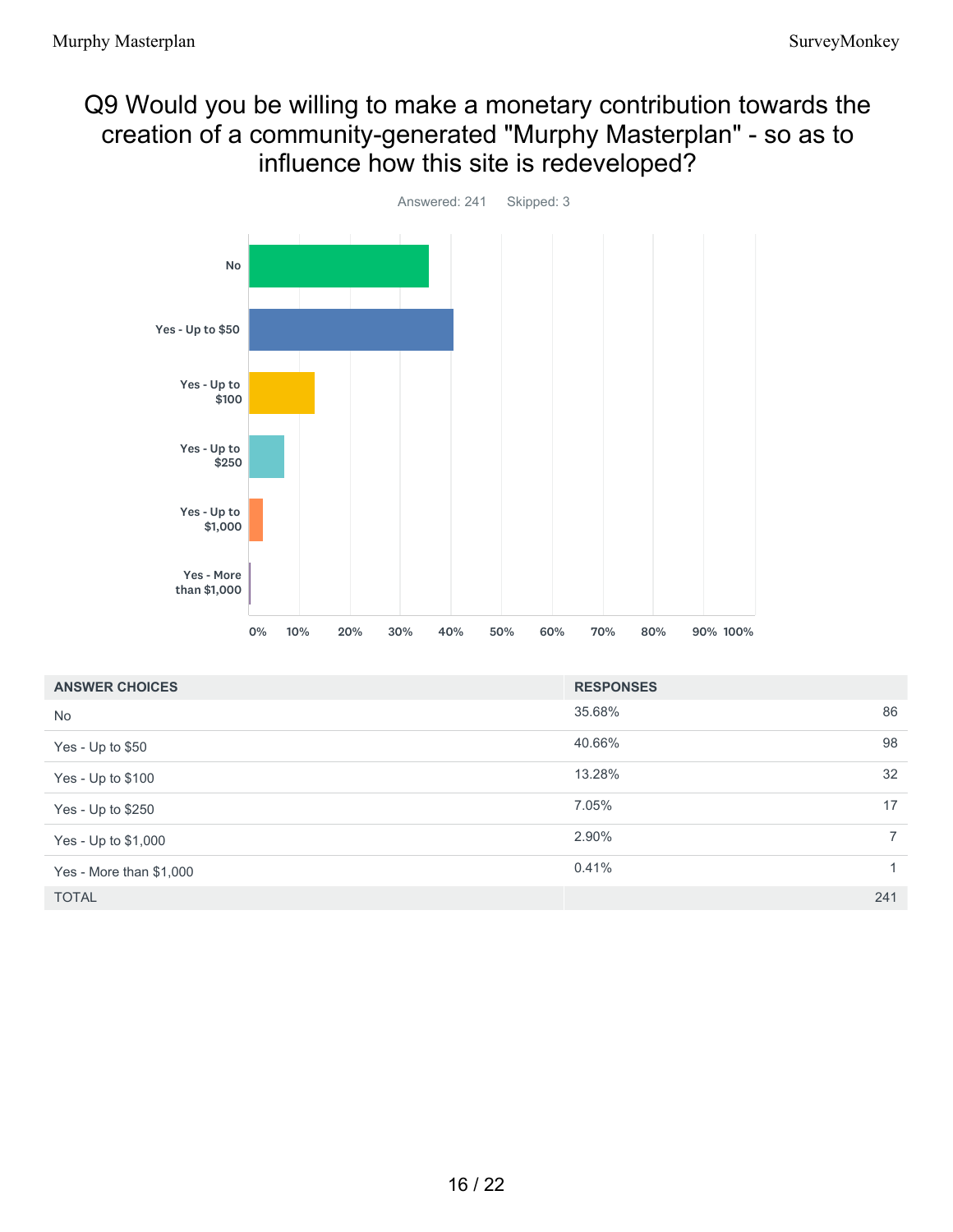# Q9 Would you be willing to make a monetary contribution towards the creation of a community-generated "Murphy Masterplan" - so as to influence how this site is redeveloped?

Answered: 241 Skipped: 3

| ANSWER CHOICES | RESPONSES | |
|---|---|---|
| No | 35.68% | 86 |
| Yes - Up to $50 | 40.66% | 98 |
| Yes - Up to $100 | 13.28% | 32 |
| Yes - Up to $250 | 7.05% | 17 |
| Yes - Up to $1,000 | 2.90% | 7 |
| Yes - More than $1,000 | 0.41% | 1 |
| TOTAL | | 241 |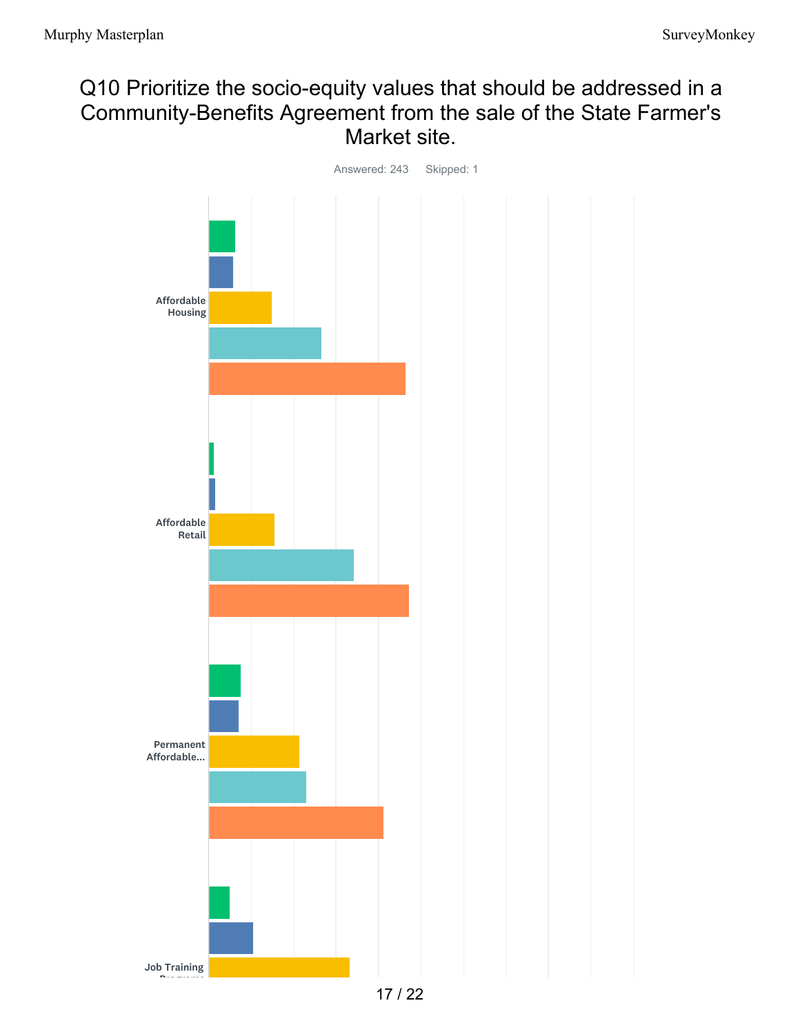# Q10 Prioritize the socio-equity values that should be addressed in a Community-Benefits Agreement from the sale of the State Farmer's Market site.

Answered: 243 Skipped: 1

Affordable Housing

Affordable Retail

Permanent Affordable...

Job Training Programs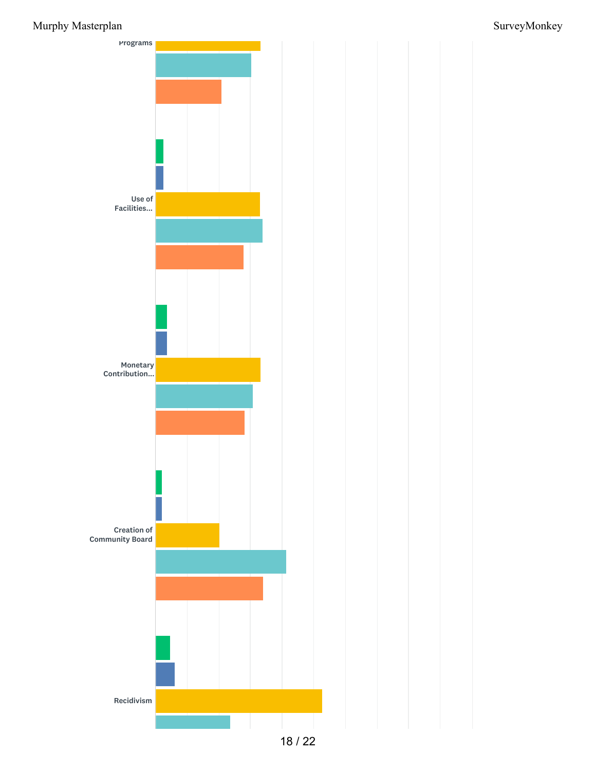Programs

Use of Facilities...

Monetary Contribution...

Creation of Community Board

Recidivism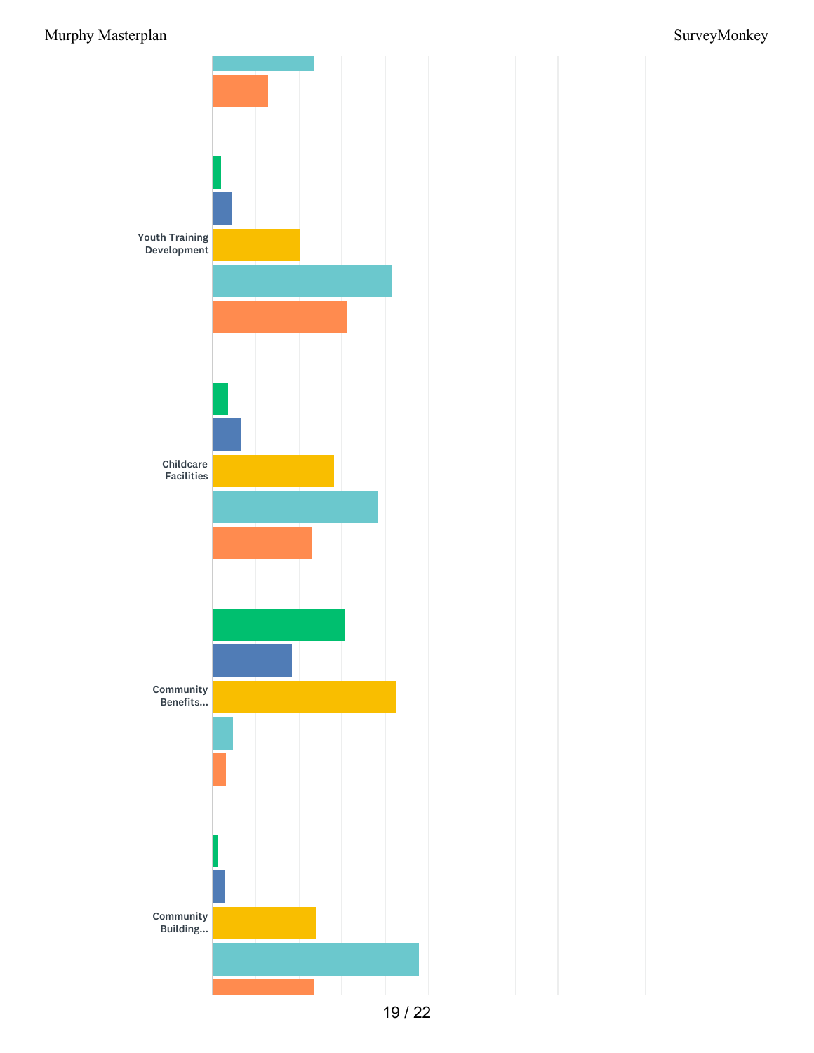Youth Training Development

Childcare Facilities

Community Benefits...

Community Building...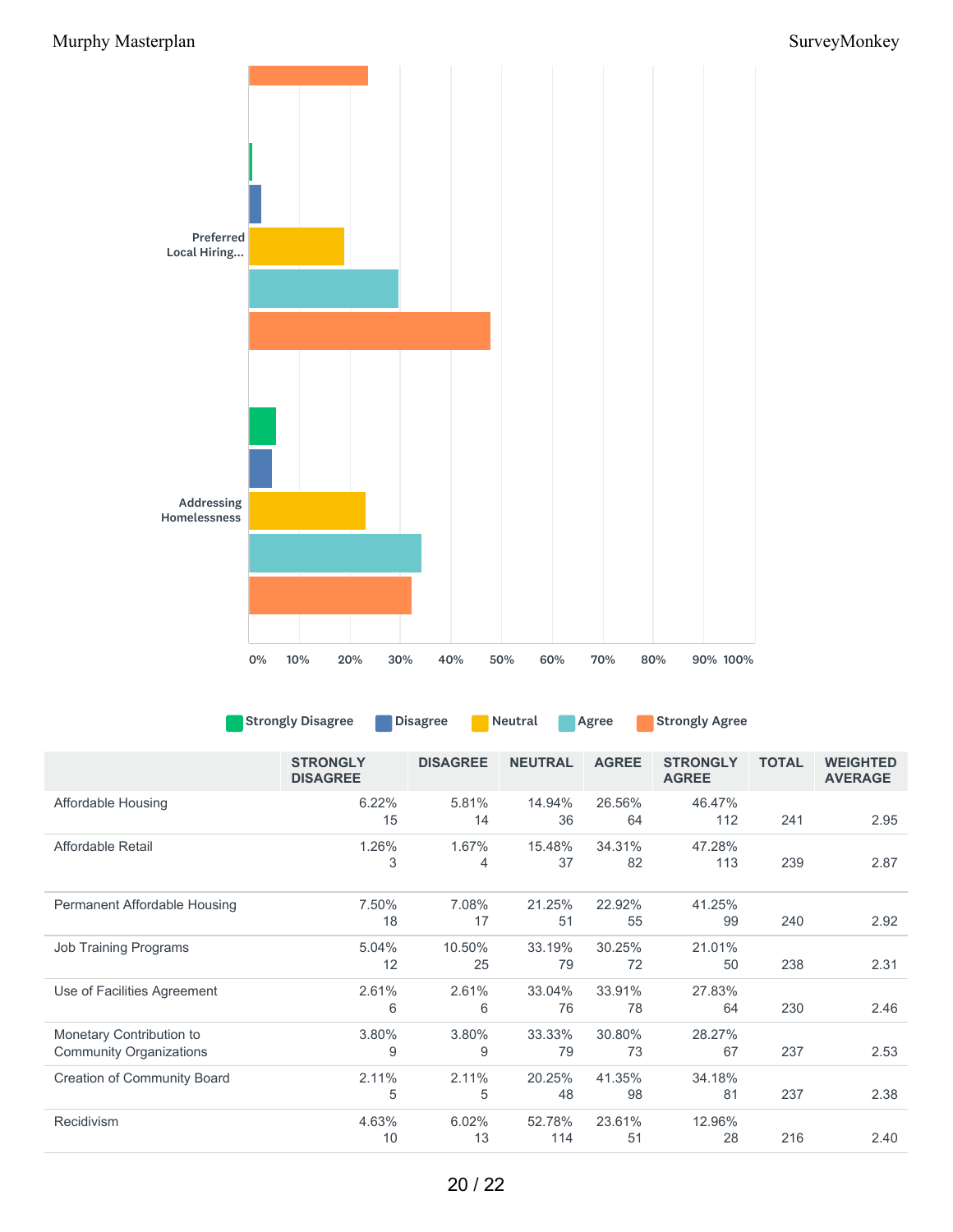Preferred Local Hiring...

Addressing Homelessness

0% 10% 20% 30% 40% 50% 60% 70% 80% 90% 100%

Strongly Disagree | Disagree | Neutral | Agree | Strongly Agree

| | STRONGLY DISAGREE | DISAGREE | NEUTRAL | AGREE | STRONGLY AGREE | TOTAL | WEIGHTED AVERAGE |
|---|---|---|---|---|---|---|---|
| Affordable Housing | 6.22% 15 | 5.81% 14 | 14.94% 36 | 26.56% 64 | 46.47% 112 | 241 | 2.95 |
| Affordable Retail | 1.26% 3 | 1.67% 4 | 15.48% 37 | 34.31% 82 | 47.28% 113 | 239 | 2.87 |
| Permanent Affordable Housing | 7.50% 18 | 7.08% 17 | 21.25% 51 | 22.92% 55 | 41.25% 99 | 240 | 2.92 |
| Job Training Programs | 5.04% 12 | 10.50% 25 | 33.19% 79 | 30.25% 72 | 21.01% 50 | 238 | 2.31 |
| Use of Facilities Agreement | 2.61% 6 | 2.61% 6 | 33.04% 76 | 33.91% 78 | 27.83% 64 | 230 | 2.46 |
| Monetary Contribution to Community Organizations | 3.80% 9 | 3.80% 9 | 33.33% 79 | 30.80% 73 | 28.27% 67 | 237 | 2.53 |
| Creation of Community Board | 2.11% 5 | 2.11% 5 | 20.25% 48 | 41.35% 98 | 34.18% 81 | 237 | 2.38 |
| Recidivism | 4.63% 10 | 6.02% 13 | 52.78% 114 | 23.61% 51 | 12.96% 28 | 216 | 2.40 |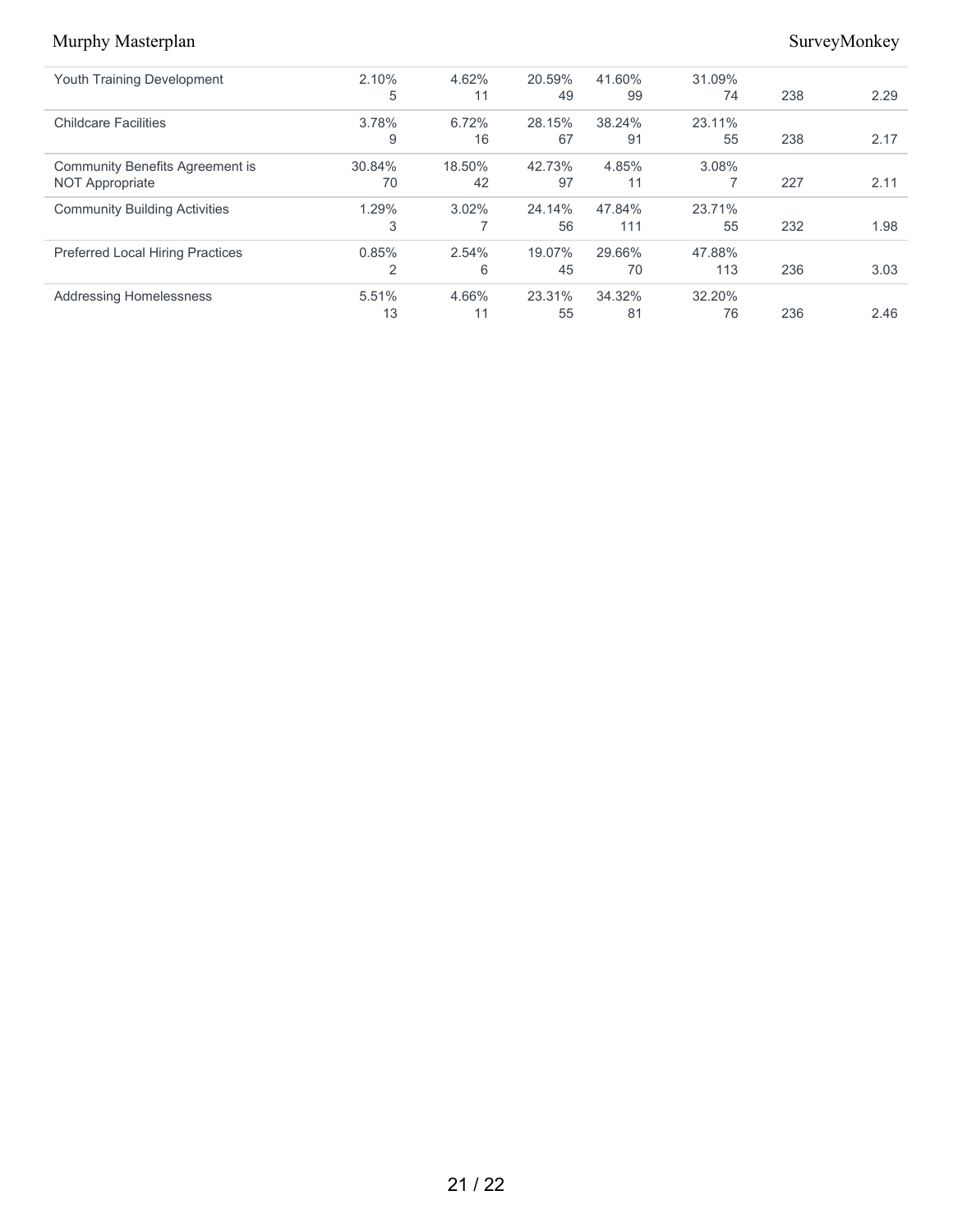| | | | | | | | |
|---|---|---|---|---|---|---|---|
| Youth Training Development | 2.10%<br>5 | 4.62%<br>11 | 20.59%<br>49 | 41.60%<br>99 | 31.09%<br>74 | 238 | 2.29 |
| Childcare Facilities | 3.78%<br>9 | 6.72%<br>16 | 28.15%<br>67 | 38.24%<br>91 | 23.11%<br>55 | 238 | 2.17 |
| Community Benefits Agreement is NOT Appropriate | 30.84%<br>70 | 18.50%<br>42 | 42.73%<br>97 | 4.85%<br>11 | 3.08%<br>7 | 227 | 2.11 |
| Community Building Activities | 1.29%<br>3 | 3.02%<br>7 | 24.14%<br>56 | 47.84%<br>111 | 23.71%<br>55 | 232 | 1.98 |
| Preferred Local Hiring Practices | 0.85%<br>2 | 2.54%<br>6 | 19.07%<br>45 | 29.66%<br>70 | 47.88%<br>113 | 236 | 3.03 |
| Addressing Homelessness | 5.51%<br>13 | 4.66%<br>11 | 23.31%<br>55 | 34.32%<br>81 | 32.20%<br>76 | 236 | 2.46 |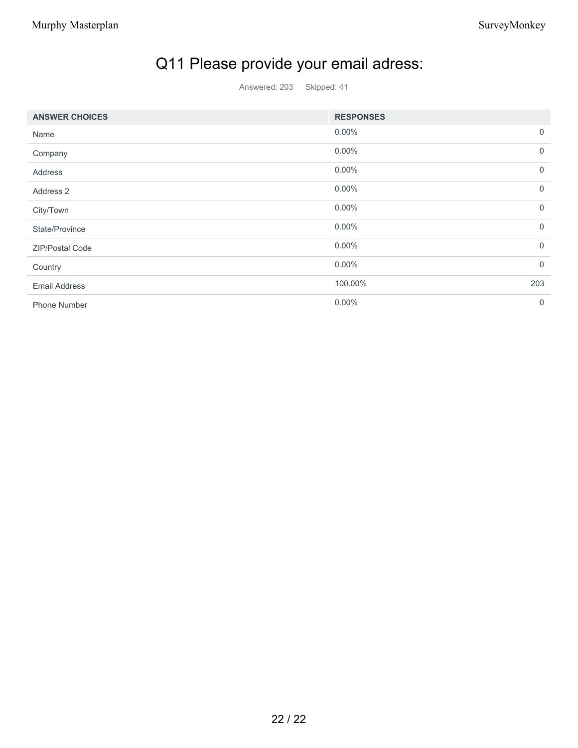# Q11 Please provide your email adress:

Answered: 203 Skipped: 41

| ANSWER CHOICES | RESPONSES | |
|---|---|---|
| Name | 0.00% | 0 |
| Company | 0.00% | 0 |
| Address | 0.00% | 0 |
| Address 2 | 0.00% | 0 |
| City/Town | 0.00% | 0 |
| State/Province | 0.00% | 0 |
| ZIP/Postal Code | 0.00% | 0 |
| Country | 0.00% | 0 |
| Email Address | 100.00% | 203 |
| Phone Number | 0.00% | 0 |